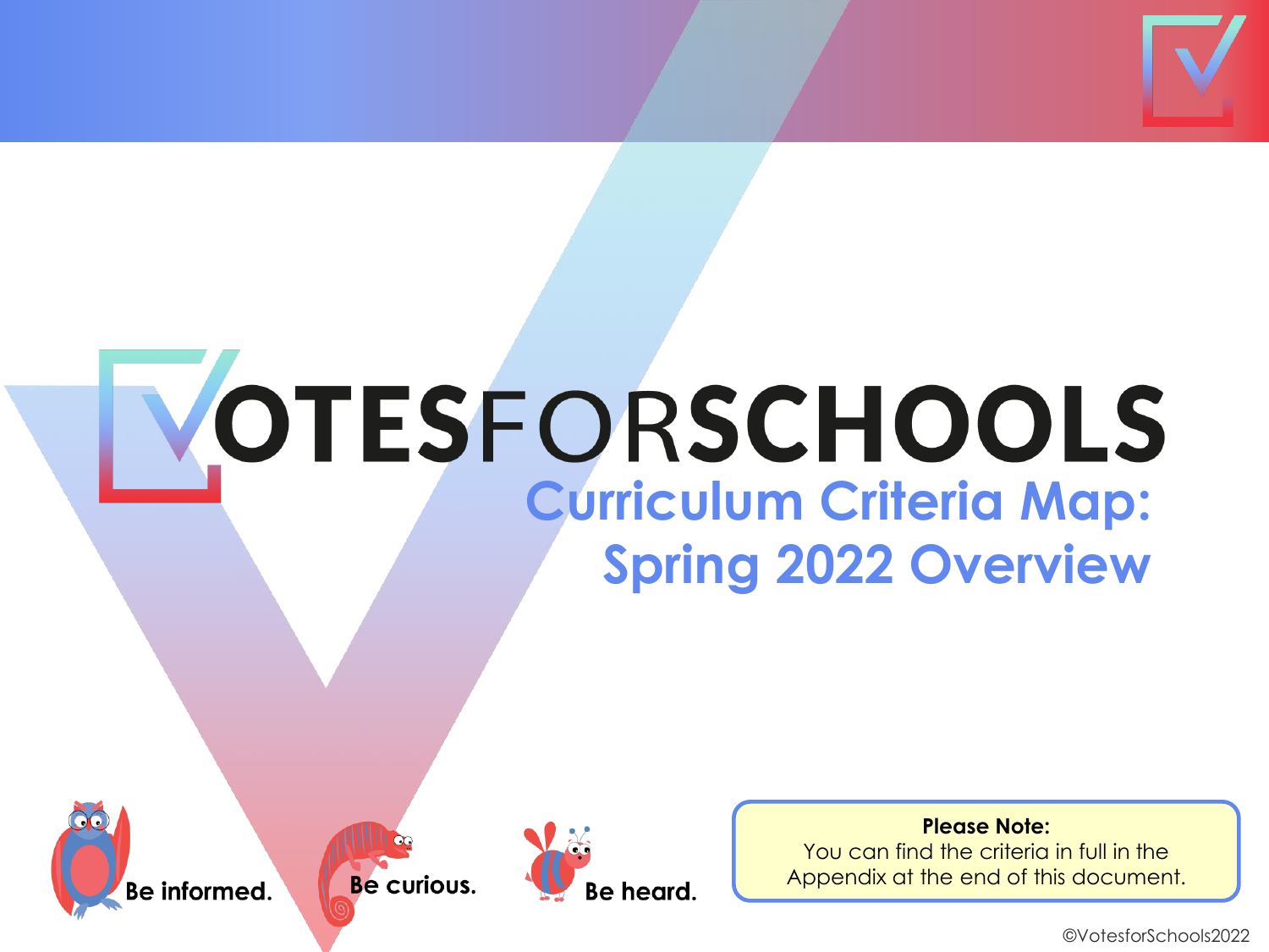# VOTESFORSCHOOLS

## Curriculum Criteria Map: Spring 2022 Overview

Be informed. Be curious. Be heard.

**Please Note:**
You can find the criteria in full in the Appendix at the end of this document.

©VotesforSchools2022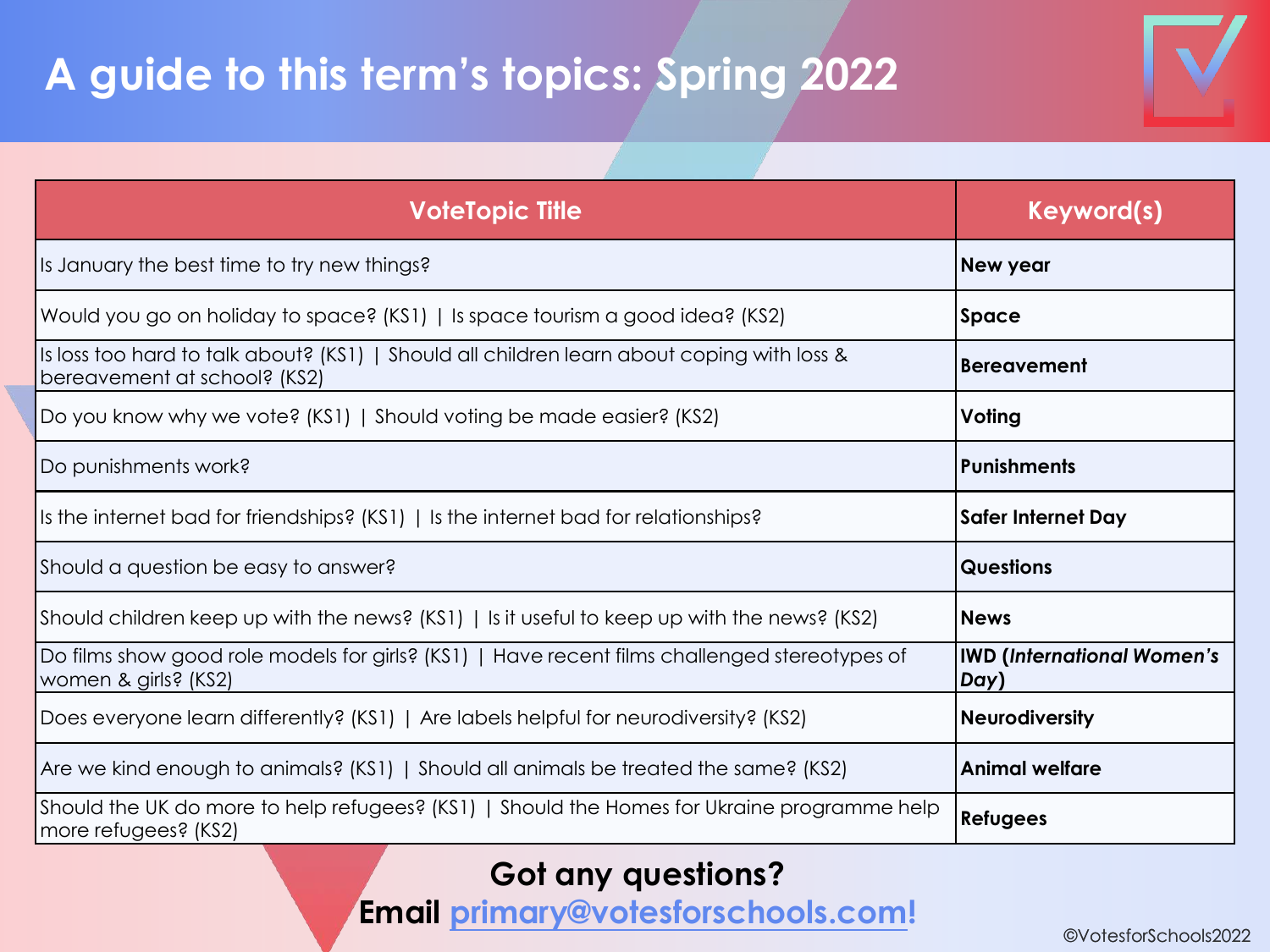# A guide to this term's topics: Spring 2022

| VoteTopic Title | Keyword(s) |
|---|---|
| Is January the best time to try new things? | **New year** |
| Would you go on holiday to space? (KS1) \| Is space tourism a good idea? (KS2) | **Space** |
| Is loss too hard to talk about? (KS1) \| Should all children learn about coping with loss & bereavement at school? (KS2) | **Bereavement** |
| Do you know why we vote? (KS1) \| Should voting be made easier? (KS2) | **Voting** |
| Do punishments work? | **Punishments** |
| Is the internet bad for friendships? (KS1) \| Is the internet bad for relationships? | **Safer Internet Day** |
| Should a question be easy to answer? | **Questions** |
| Should children keep up with the news? (KS1) \| Is it useful to keep up with the news? (KS2) | **News** |
| Do films show good role models for girls? (KS1) \| Have recent films challenged stereotypes of women & girls? (KS2) | **IWD (*International Women's Day*)** |
| Does everyone learn differently? (KS1) \| Are labels helpful for neurodiversity? (KS2) | **Neurodiversity** |
| Are we kind enough to animals? (KS1) \| Should all animals be treated the same? (KS2) | **Animal welfare** |
| Should the UK do more to help refugees? (KS1) \| Should the Homes for Ukraine programme help more refugees? (KS2) | **Refugees** |

**Got any questions?**
**Email primary@votesforschools.com!**

©VotesforSchools2022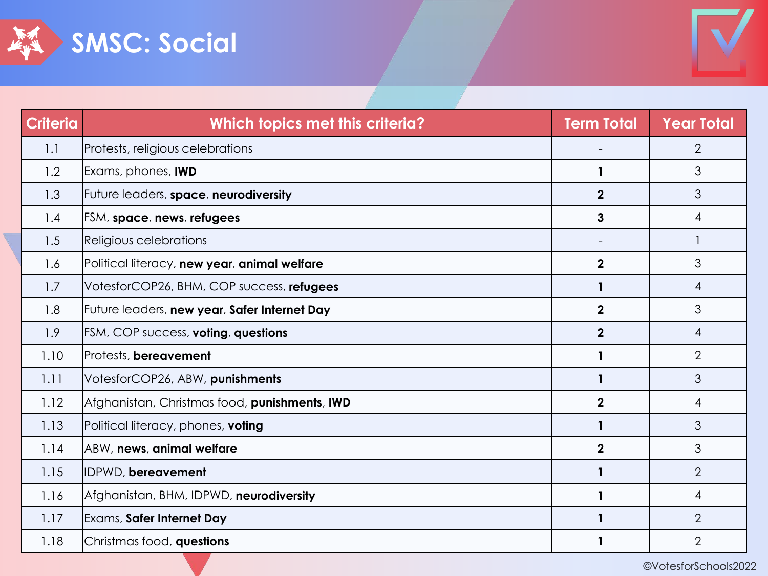# SMSC: Social

| Criteria | Which topics met this criteria? | Term Total | Year Total |
|---|---|---|---|
| 1.1 | Protests, religious celebrations | - | 2 |
| 1.2 | Exams, phones, **IWD** | **1** | 3 |
| 1.3 | Future leaders, **space**, **neurodiversity** | **2** | 3 |
| 1.4 | FSM, **space**, **news**, **refugees** | **3** | 4 |
| 1.5 | Religious celebrations | - | 1 |
| 1.6 | Political literacy, **new year**, **animal welfare** | **2** | 3 |
| 1.7 | VotesforCOP26, BHM, COP success, **refugees** | **1** | 4 |
| 1.8 | Future leaders, **new year**, **Safer Internet Day** | **2** | 3 |
| 1.9 | FSM, COP success, **voting**, **questions** | **2** | 4 |
| 1.10 | Protests, **bereavement** | **1** | 2 |
| 1.11 | VotesforCOP26, ABW, **punishments** | **1** | 3 |
| 1.12 | Afghanistan, Christmas food, **punishments**, **IWD** | **2** | 4 |
| 1.13 | Political literacy, phones, **voting** | **1** | 3 |
| 1.14 | ABW, **news**, **animal welfare** | **2** | 3 |
| 1.15 | IDPWD, **bereavement** | **1** | 2 |
| 1.16 | Afghanistan, BHM, IDPWD, **neurodiversity** | **1** | 4 |
| 1.17 | Exams, **Safer Internet Day** | **1** | 2 |
| 1.18 | Christmas food, **questions** | **1** | 2 |

©VotesforSchools2022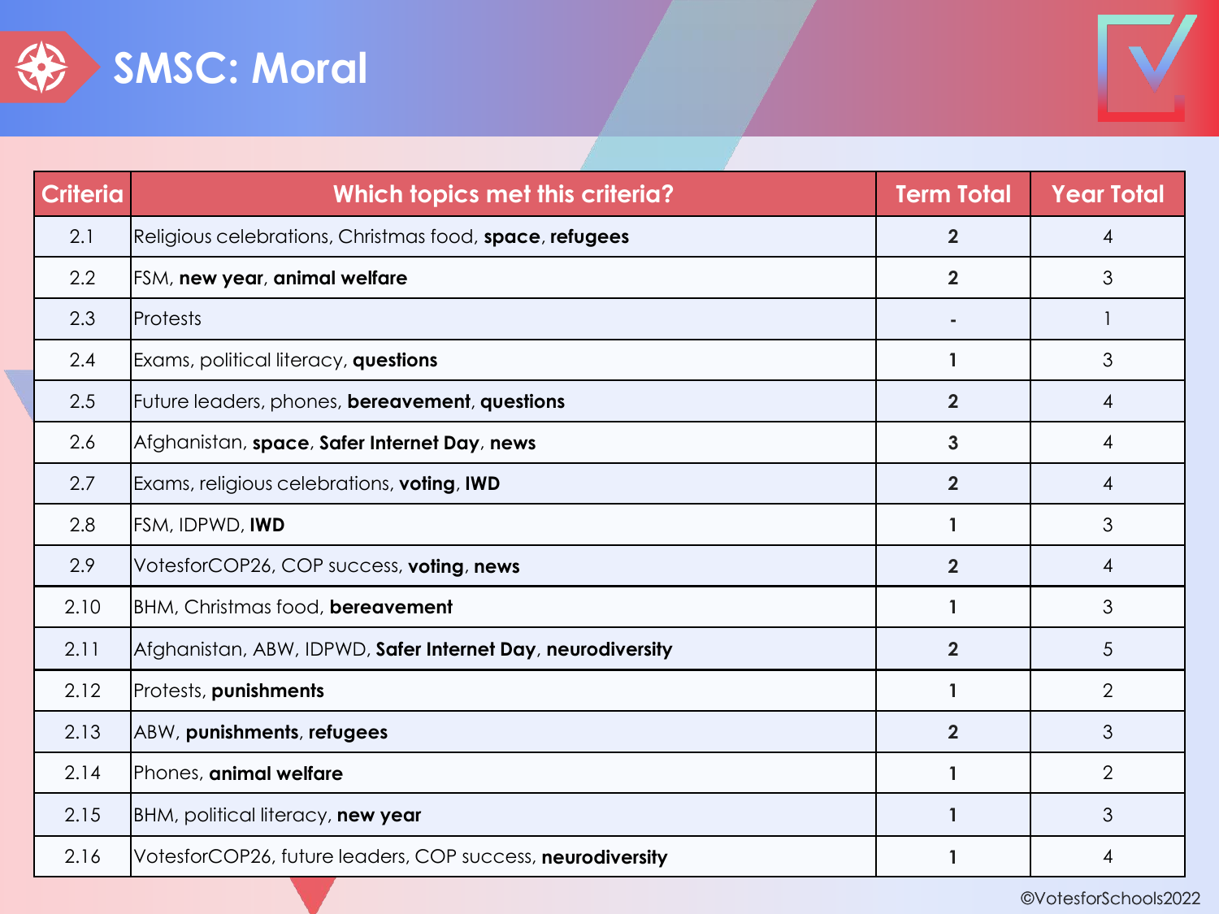# SMSC: Moral

| Criteria | Which topics met this criteria? | Term Total | Year Total |
|---|---|---|---|
| 2.1 | Religious celebrations, Christmas food, **space**, **refugees** | **2** | 4 |
| 2.2 | FSM, **new year**, **animal welfare** | **2** | 3 |
| 2.3 | Protests | **-** | 1 |
| 2.4 | Exams, political literacy, **questions** | **1** | 3 |
| 2.5 | Future leaders, phones, **bereavement**, **questions** | **2** | 4 |
| 2.6 | Afghanistan, **space**, **Safer Internet Day**, **news** | **3** | 4 |
| 2.7 | Exams, religious celebrations, **voting**, **IWD** | **2** | 4 |
| 2.8 | FSM, IDPWD, **IWD** | **1** | 3 |
| 2.9 | VotesforCOP26, COP success, **voting**, **news** | **2** | 4 |
| 2.10 | BHM, Christmas food, **bereavement** | **1** | 3 |
| 2.11 | Afghanistan, ABW, IDPWD, **Safer Internet Day**, **neurodiversity** | **2** | 5 |
| 2.12 | Protests, **punishments** | **1** | 2 |
| 2.13 | ABW, **punishments**, **refugees** | **2** | 3 |
| 2.14 | Phones, **animal welfare** | **1** | 2 |
| 2.15 | BHM, political literacy, **new year** | **1** | 3 |
| 2.16 | VotesforCOP26, future leaders, COP success, **neurodiversity** | **1** | 4 |

©VotesforSchools2022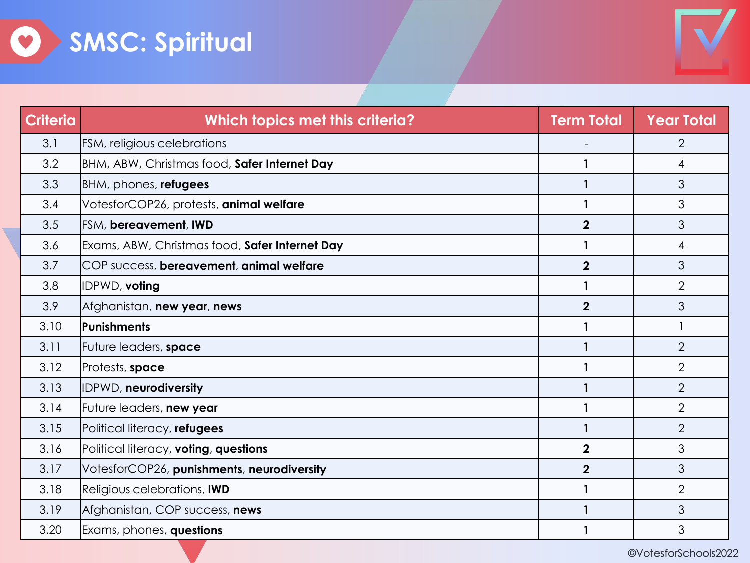# SMSC: Spiritual

| Criteria | Which topics met this criteria? | Term Total | Year Total |
|---|---|---|---|
| 3.1 | FSM, religious celebrations | - | 2 |
| 3.2 | BHM, ABW, Christmas food, **Safer Internet Day** | **1** | 4 |
| 3.3 | BHM, phones, **refugees** | **1** | 3 |
| 3.4 | VotesforCOP26, protests, **animal welfare** | **1** | 3 |
| 3.5 | FSM, **bereavement**, **IWD** | **2** | 3 |
| 3.6 | Exams, ABW, Christmas food, **Safer Internet Day** | **1** | 4 |
| 3.7 | COP success, **bereavement**, **animal welfare** | **2** | 3 |
| 3.8 | IDPWD, **voting** | **1** | 2 |
| 3.9 | Afghanistan, **new year**, **news** | **2** | 3 |
| 3.10 | **Punishments** | **1** | 1 |
| 3.11 | Future leaders, **space** | **1** | 2 |
| 3.12 | Protests, **space** | **1** | 2 |
| 3.13 | IDPWD, **neurodiversity** | **1** | 2 |
| 3.14 | Future leaders, **new year** | **1** | 2 |
| 3.15 | Political literacy, **refugees** | **1** | 2 |
| 3.16 | Political literacy, **voting**, **questions** | **2** | 3 |
| 3.17 | VotesforCOP26, **punishments**, **neurodiversity** | **2** | 3 |
| 3.18 | Religious celebrations, **IWD** | **1** | 2 |
| 3.19 | Afghanistan, COP success, **news** | **1** | 3 |
| 3.20 | Exams, phones, **questions** | **1** | 3 |

©VotesforSchools2022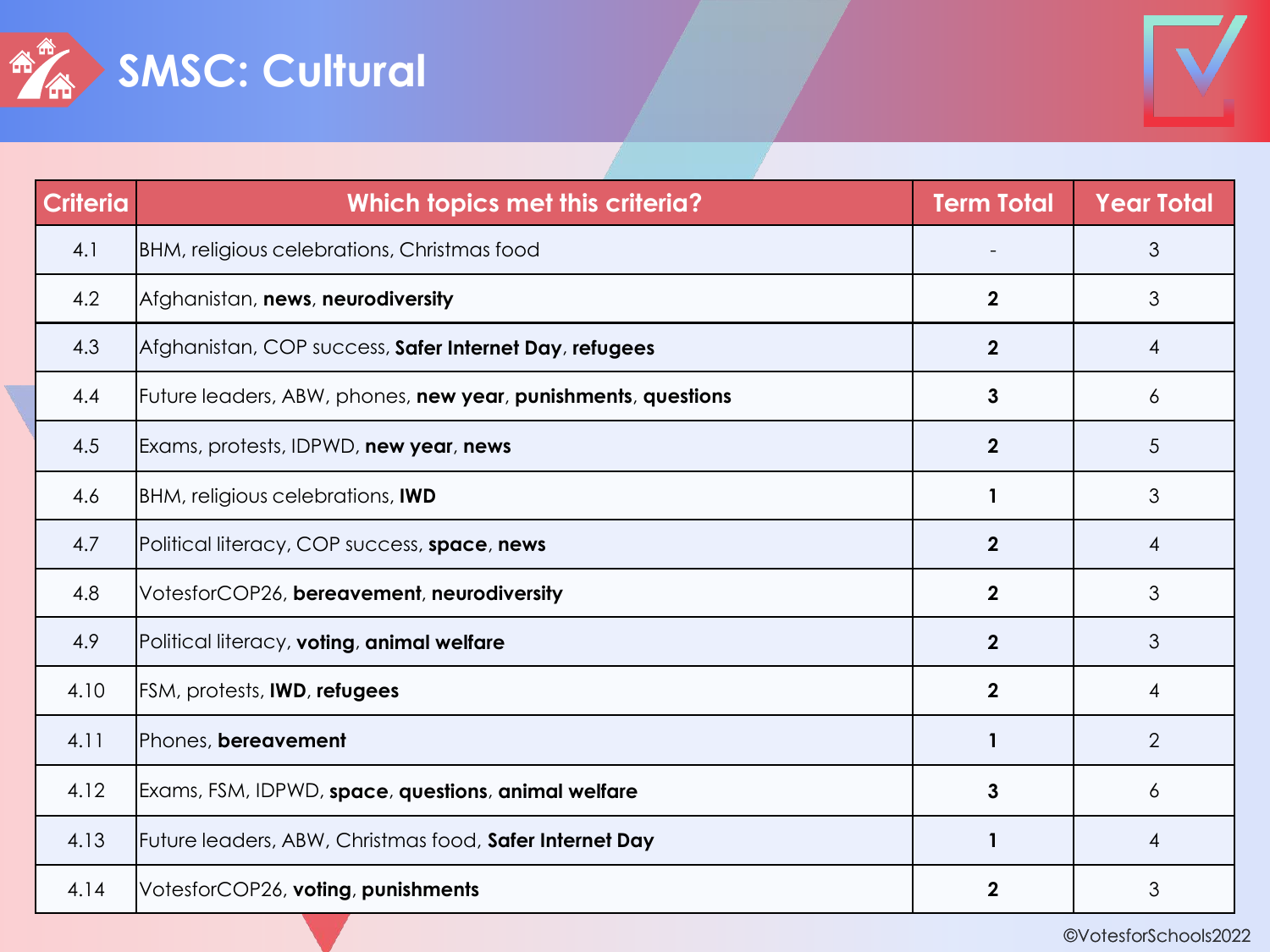# SMSC: Cultural

| Criteria | Which topics met this criteria? | Term Total | Year Total |
|---|---|---|---|
| 4.1 | BHM, religious celebrations, Christmas food | - | 3 |
| 4.2 | Afghanistan, **news**, **neurodiversity** | **2** | 3 |
| 4.3 | Afghanistan, COP success, **Safer Internet Day**, **refugees** | **2** | 4 |
| 4.4 | Future leaders, ABW, phones, **new year**, **punishments**, **questions** | **3** | 6 |
| 4.5 | Exams, protests, IDPWD, **new year**, **news** | **2** | 5 |
| 4.6 | BHM, religious celebrations, **IWD** | **1** | 3 |
| 4.7 | Political literacy, COP success, **space**, **news** | **2** | 4 |
| 4.8 | VotesforCOP26, **bereavement**, **neurodiversity** | **2** | 3 |
| 4.9 | Political literacy, **voting**, **animal welfare** | **2** | 3 |
| 4.10 | FSM, protests, **IWD**, **refugees** | **2** | 4 |
| 4.11 | Phones, **bereavement** | **1** | 2 |
| 4.12 | Exams, FSM, IDPWD, **space**, **questions**, **animal welfare** | **3** | 6 |
| 4.13 | Future leaders, ABW, Christmas food, **Safer Internet Day** | **1** | 4 |
| 4.14 | VotesforCOP26, **voting**, **punishments** | **2** | 3 |

©VotesforSchools2022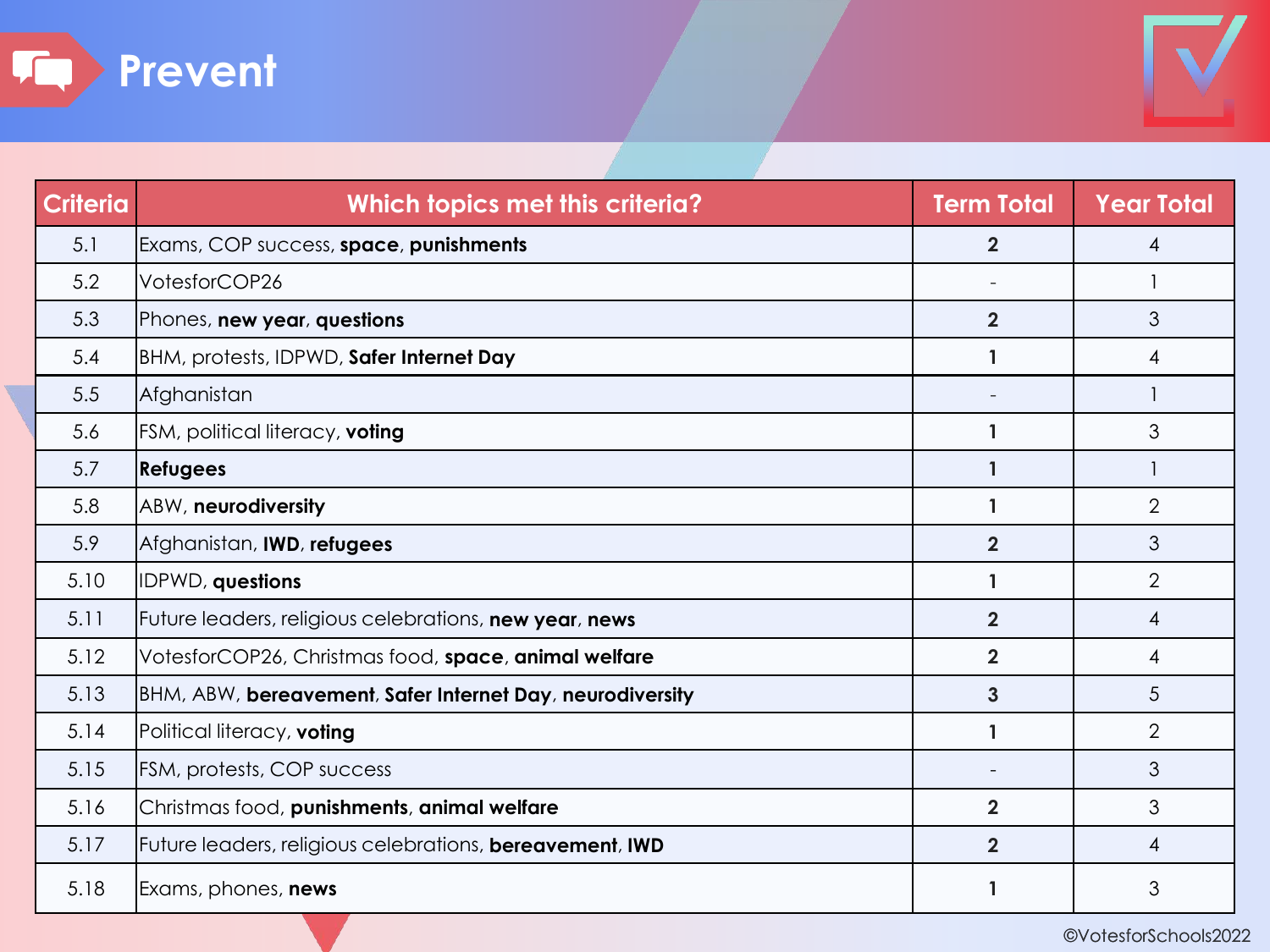# Prevent

| Criteria | Which topics met this criteria? | Term Total | Year Total |
|---|---|---|---|
| 5.1 | Exams, COP success, **space**, **punishments** | **2** | 4 |
| 5.2 | VotesforCOP26 | - | 1 |
| 5.3 | Phones, **new year**, **questions** | **2** | 3 |
| 5.4 | BHM, protests, IDPWD, **Safer Internet Day** | **1** | 4 |
| 5.5 | Afghanistan | - | 1 |
| 5.6 | FSM, political literacy, **voting** | **1** | 3 |
| 5.7 | **Refugees** | **1** | 1 |
| 5.8 | ABW, **neurodiversity** | **1** | 2 |
| 5.9 | Afghanistan, **IWD**, **refugees** | **2** | 3 |
| 5.10 | IDPWD, **questions** | **1** | 2 |
| 5.11 | Future leaders, religious celebrations, **new year**, **news** | **2** | 4 |
| 5.12 | VotesforCOP26, Christmas food, **space**, **animal welfare** | **2** | 4 |
| 5.13 | BHM, ABW, **bereavement**, **Safer Internet Day**, **neurodiversity** | **3** | 5 |
| 5.14 | Political literacy, **voting** | **1** | 2 |
| 5.15 | FSM, protests, COP success | - | 3 |
| 5.16 | Christmas food, **punishments**, **animal welfare** | **2** | 3 |
| 5.17 | Future leaders, religious celebrations, **bereavement**, **IWD** | **2** | 4 |
| 5.18 | Exams, phones, **news** | **1** | 3 |

©VotesforSchools2022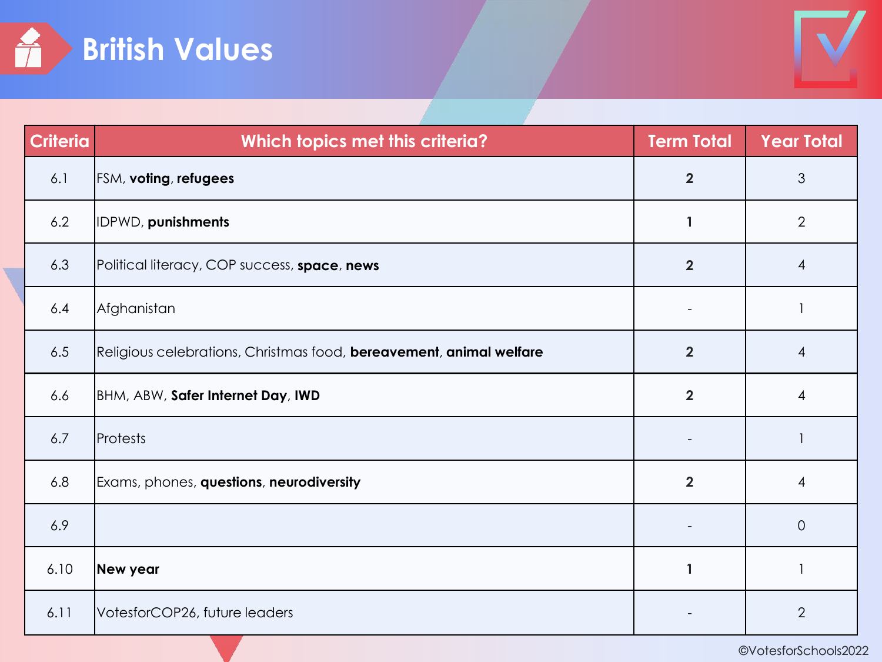# British Values

| Criteria | Which topics met this criteria? | Term Total | Year Total |
|---|---|---|---|
| 6.1 | FSM, **voting**, **refugees** | **2** | 3 |
| 6.2 | IDPWD, **punishments** | **1** | 2 |
| 6.3 | Political literacy, COP success, **space**, **news** | **2** | 4 |
| 6.4 | Afghanistan | - | 1 |
| 6.5 | Religious celebrations, Christmas food, **bereavement**, **animal welfare** | **2** | 4 |
| 6.6 | BHM, ABW, **Safer Internet Day**, **IWD** | **2** | 4 |
| 6.7 | Protests | - | 1 |
| 6.8 | Exams, phones, **questions**, **neurodiversity** | **2** | 4 |
| 6.9 | | - | 0 |
| 6.10 | **New year** | **1** | 1 |
| 6.11 | VotesforCOP26, future leaders | - | 2 |

©VotesforSchools2022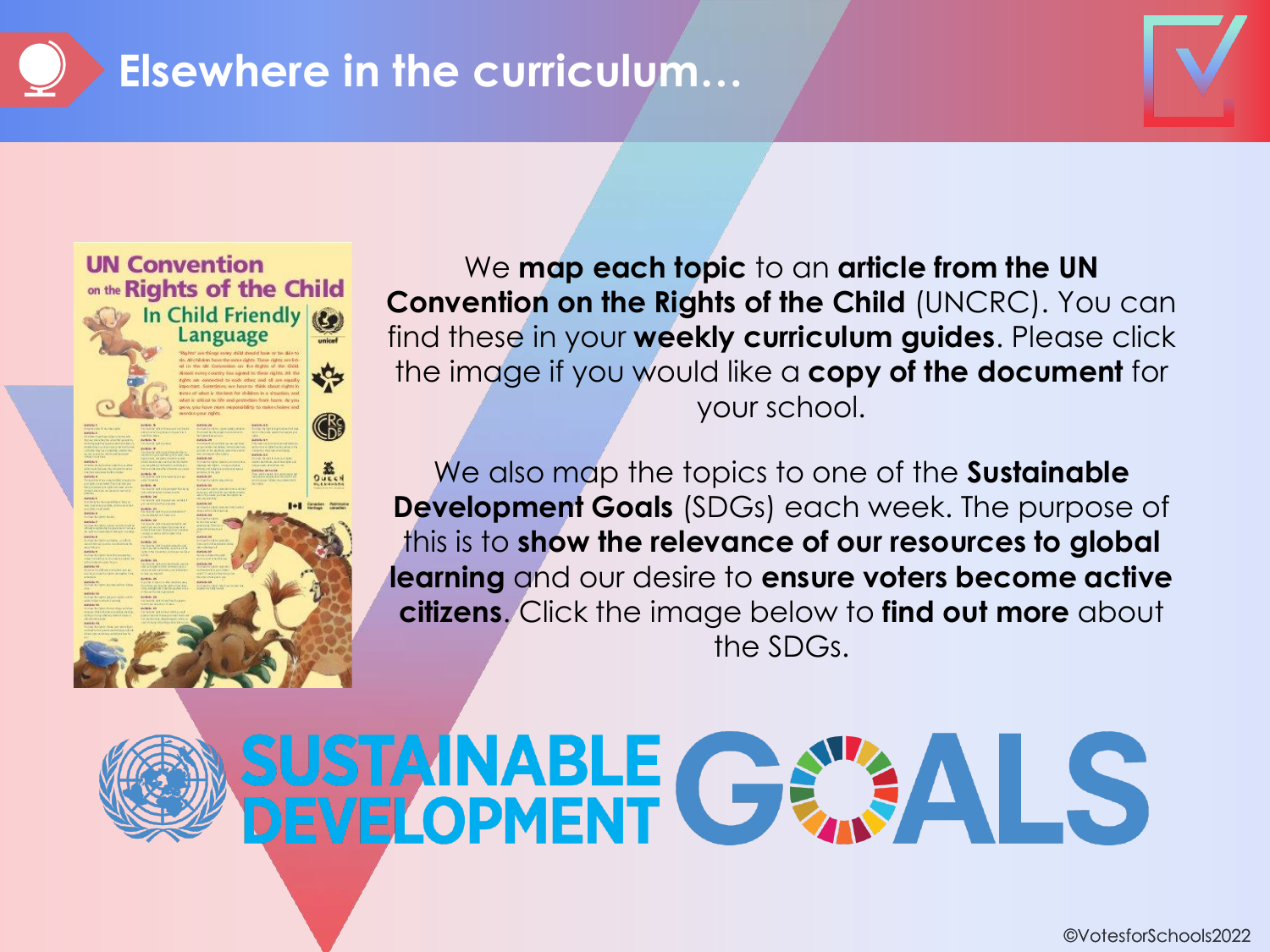# Elsewhere in the curriculum…

We **map each topic** to an **article from the UN Convention on the Rights of the Child** (UNCRC). You can find these in your **weekly curriculum guides**. Please click the image if you would like a **copy of the document** for your school.

We also map the topics to one of the **Sustainable Development Goals** (SDGs) each week. The purpose of this is to **show the relevance of our resources to global learning** and our desire to **ensure voters become active citizens**. Click the image below to **find out more** about the SDGs.

©VotesforSchools2022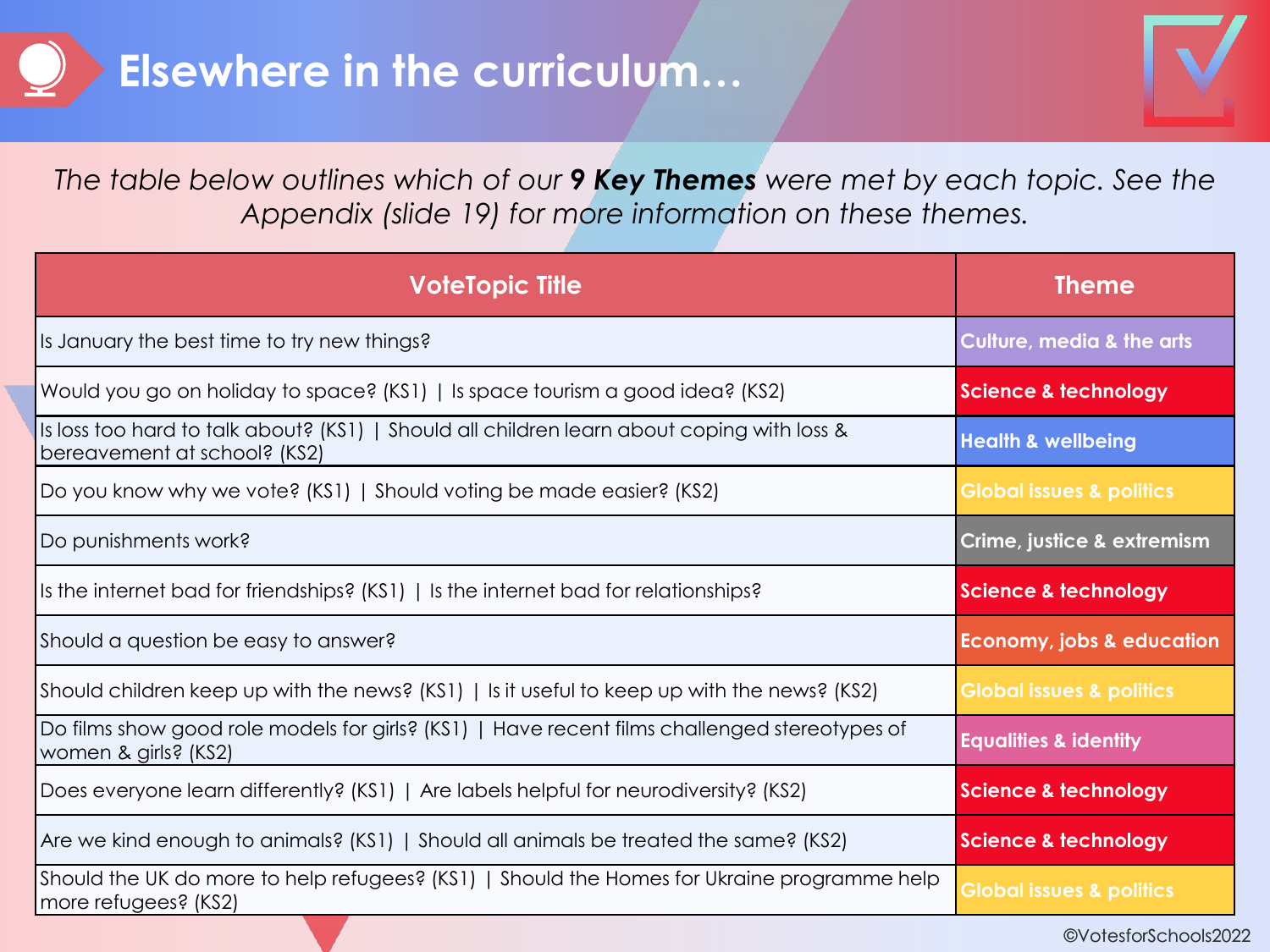# Elsewhere in the curriculum…

*The table below outlines which of our **9 Key Themes** were met by each topic. See the Appendix (slide 19) for more information on these themes.*

| VoteTopic Title | Theme |
|---|---|
| Is January the best time to try new things? | Culture, media & the arts |
| Would you go on holiday to space? (KS1) \| Is space tourism a good idea? (KS2) | Science & technology |
| Is loss too hard to talk about? (KS1) \| Should all children learn about coping with loss & bereavement at school? (KS2) | Health & wellbeing |
| Do you know why we vote? (KS1) \| Should voting be made easier? (KS2) | Global issues & politics |
| Do punishments work? | Crime, justice & extremism |
| Is the internet bad for friendships? (KS1) \| Is the internet bad for relationships? | Science & technology |
| Should a question be easy to answer? | Economy, jobs & education |
| Should children keep up with the news? (KS1) \| Is it useful to keep up with the news? (KS2) | Global issues & politics |
| Do films show good role models for girls? (KS1) \| Have recent films challenged stereotypes of women & girls? (KS2) | Equalities & identity |
| Does everyone learn differently? (KS1) \| Are labels helpful for neurodiversity? (KS2) | Science & technology |
| Are we kind enough to animals? (KS1) \| Should all animals be treated the same? (KS2) | Science & technology |
| Should the UK do more to help refugees? (KS1) \| Should the Homes for Ukraine programme help more refugees? (KS2) | Global issues & politics |

©VotesforSchools2022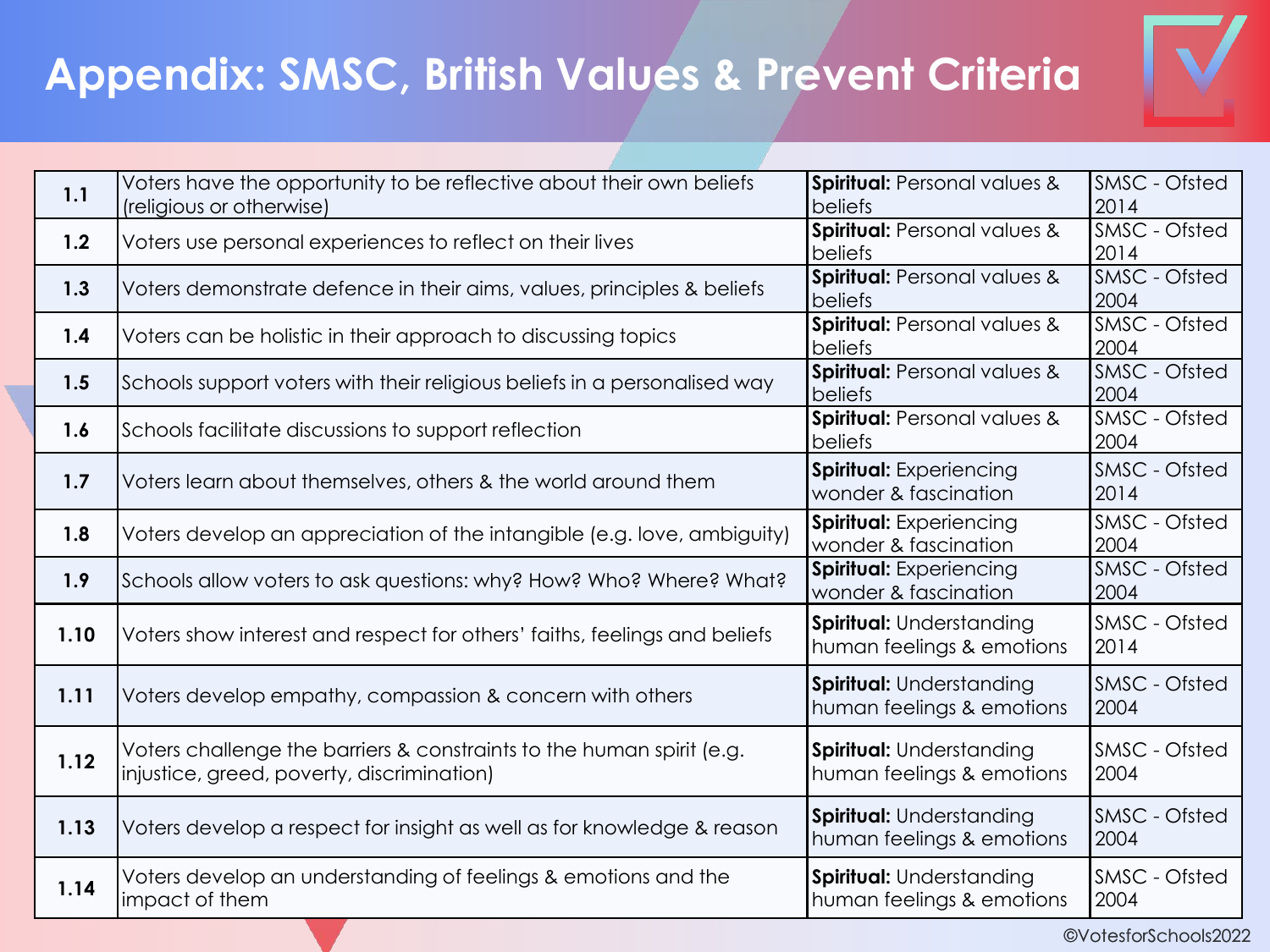# Appendix: SMSC, British Values & Prevent Criteria

| | | | |
|---|---|---|---|
| 1.1 | Voters have the opportunity to be reflective about their own beliefs (religious or otherwise) | **Spiritual:** Personal values & beliefs | SMSC - Ofsted 2014 |
| 1.2 | Voters use personal experiences to reflect on their lives | **Spiritual:** Personal values & beliefs | SMSC - Ofsted 2014 |
| 1.3 | Voters demonstrate defence in their aims, values, principles & beliefs | **Spiritual:** Personal values & beliefs | SMSC - Ofsted 2004 |
| 1.4 | Voters can be holistic in their approach to discussing topics | **Spiritual:** Personal values & beliefs | SMSC - Ofsted 2004 |
| 1.5 | Schools support voters with their religious beliefs in a personalised way | **Spiritual:** Personal values & beliefs | SMSC - Ofsted 2004 |
| 1.6 | Schools facilitate discussions to support reflection | **Spiritual:** Personal values & beliefs | SMSC - Ofsted 2004 |
| 1.7 | Voters learn about themselves, others & the world around them | **Spiritual:** Experiencing wonder & fascination | SMSC - Ofsted 2014 |
| 1.8 | Voters develop an appreciation of the intangible (e.g. love, ambiguity) | **Spiritual:** Experiencing wonder & fascination | SMSC - Ofsted 2004 |
| 1.9 | Schools allow voters to ask questions: why? How? Who? Where? What? | **Spiritual:** Experiencing wonder & fascination | SMSC - Ofsted 2004 |
| 1.10 | Voters show interest and respect for others' faiths, feelings and beliefs | **Spiritual:** Understanding human feelings & emotions | SMSC - Ofsted 2014 |
| 1.11 | Voters develop empathy, compassion & concern with others | **Spiritual:** Understanding human feelings & emotions | SMSC - Ofsted 2004 |
| 1.12 | Voters challenge the barriers & constraints to the human spirit (e.g. injustice, greed, poverty, discrimination) | **Spiritual:** Understanding human feelings & emotions | SMSC - Ofsted 2004 |
| 1.13 | Voters develop a respect for insight as well as for knowledge & reason | **Spiritual:** Understanding human feelings & emotions | SMSC - Ofsted 2004 |
| 1.14 | Voters develop an understanding of feelings & emotions and the impact of them | **Spiritual:** Understanding human feelings & emotions | SMSC - Ofsted 2004 |

©VotesforSchools2022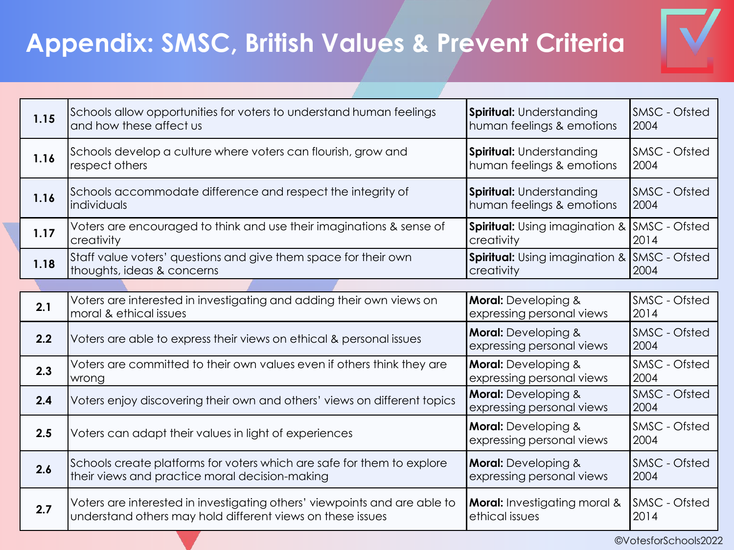# Appendix: SMSC, British Values & Prevent Criteria

| | | | |
|---|---|---|---|
| **1.15** | Schools allow opportunities for voters to understand human feelings and how these affect us | **Spiritual:** Understanding human feelings & emotions | SMSC - Ofsted 2004 |
| **1.16** | Schools develop a culture where voters can flourish, grow and respect others | **Spiritual:** Understanding human feelings & emotions | SMSC - Ofsted 2004 |
| **1.16** | Schools accommodate difference and respect the integrity of individuals | **Spiritual:** Understanding human feelings & emotions | SMSC - Ofsted 2004 |
| **1.17** | Voters are encouraged to think and use their imaginations & sense of creativity | **Spiritual:** Using imagination & creativity | SMSC - Ofsted 2014 |
| **1.18** | Staff value voters' questions and give them space for their own thoughts, ideas & concerns | **Spiritual:** Using imagination & creativity | SMSC - Ofsted 2004 |

| | | | |
|---|---|---|---|
| **2.1** | Voters are interested in investigating and adding their own views on moral & ethical issues | **Moral:** Developing & expressing personal views | SMSC - Ofsted 2014 |
| **2.2** | Voters are able to express their views on ethical & personal issues | **Moral:** Developing & expressing personal views | SMSC - Ofsted 2004 |
| **2.3** | Voters are committed to their own values even if others think they are wrong | **Moral:** Developing & expressing personal views | SMSC - Ofsted 2004 |
| **2.4** | Voters enjoy discovering their own and others' views on different topics | **Moral:** Developing & expressing personal views | SMSC - Ofsted 2004 |
| **2.5** | Voters can adapt their values in light of experiences | **Moral:** Developing & expressing personal views | SMSC - Ofsted 2004 |
| **2.6** | Schools create platforms for voters which are safe for them to explore their views and practice moral decision-making | **Moral:** Developing & expressing personal views | SMSC - Ofsted 2004 |
| **2.7** | Voters are interested in investigating others' viewpoints and are able to understand others may hold different views on these issues | **Moral:** Investigating moral & ethical issues | SMSC - Ofsted 2014 |

©VotesforSchools2022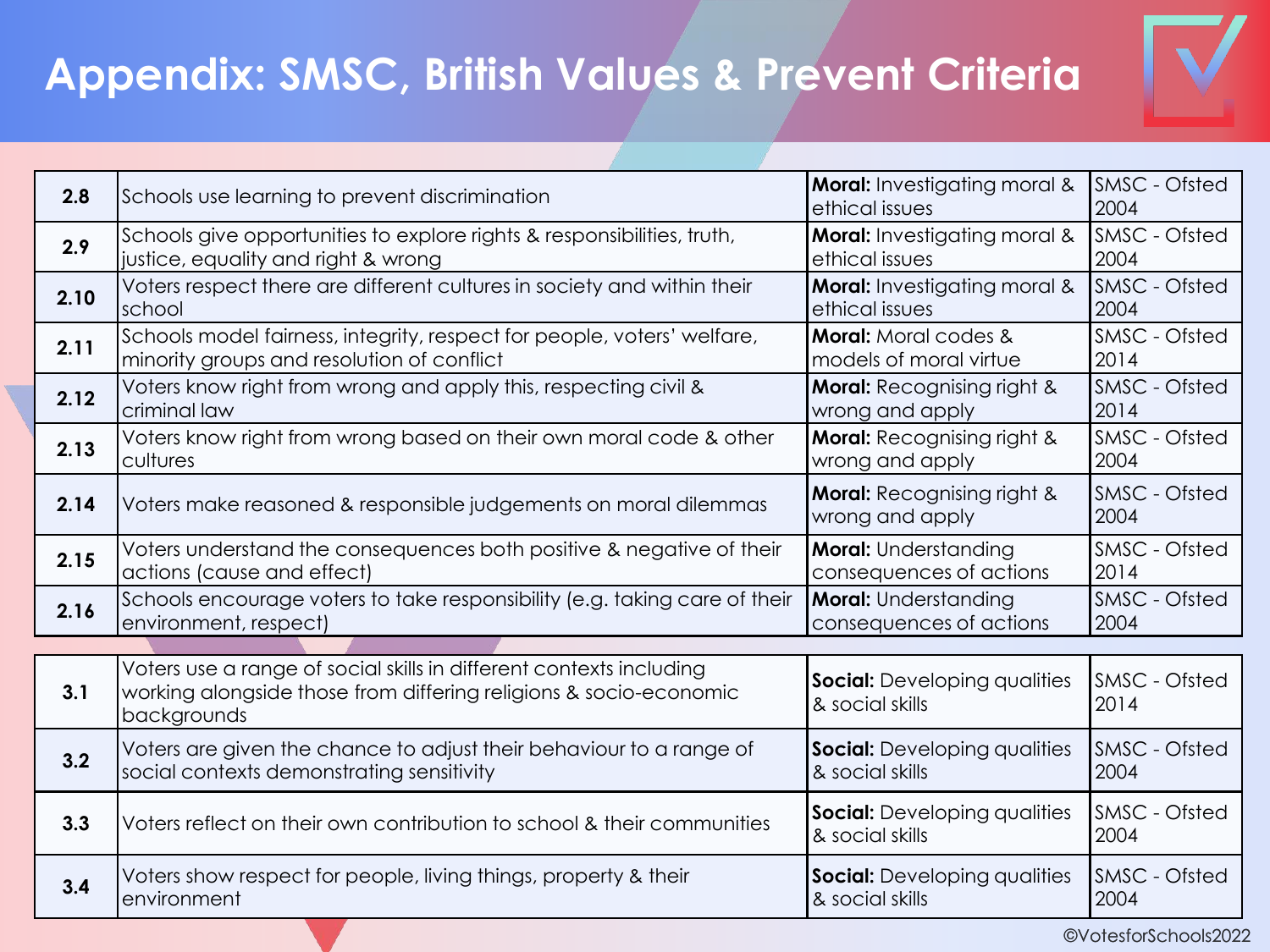# Appendix: SMSC, British Values & Prevent Criteria

| | | | |
|---|---|---|---|
| **2.8** | Schools use learning to prevent discrimination | **Moral:** Investigating moral & ethical issues | SMSC - Ofsted 2004 |
| **2.9** | Schools give opportunities to explore rights & responsibilities, truth, justice, equality and right & wrong | **Moral:** Investigating moral & ethical issues | SMSC - Ofsted 2004 |
| **2.10** | Voters respect there are different cultures in society and within their school | **Moral:** Investigating moral & ethical issues | SMSC - Ofsted 2004 |
| **2.11** | Schools model fairness, integrity, respect for people, voters' welfare, minority groups and resolution of conflict | **Moral:** Moral codes & models of moral virtue | SMSC - Ofsted 2014 |
| **2.12** | Voters know right from wrong and apply this, respecting civil & criminal law | **Moral:** Recognising right & wrong and apply | SMSC - Ofsted 2014 |
| **2.13** | Voters know right from wrong based on their own moral code & other cultures | **Moral:** Recognising right & wrong and apply | SMSC - Ofsted 2004 |
| **2.14** | Voters make reasoned & responsible judgements on moral dilemmas | **Moral:** Recognising right & wrong and apply | SMSC - Ofsted 2004 |
| **2.15** | Voters understand the consequences both positive & negative of their actions (cause and effect) | **Moral:** Understanding consequences of actions | SMSC - Ofsted 2014 |
| **2.16** | Schools encourage voters to take responsibility (e.g. taking care of their environment, respect) | **Moral:** Understanding consequences of actions | SMSC - Ofsted 2004 |

| | | | |
|---|---|---|---|
| **3.1** | Voters use a range of social skills in different contexts including working alongside those from differing religions & socio-economic backgrounds | **Social:** Developing qualities & social skills | SMSC - Ofsted 2014 |
| **3.2** | Voters are given the chance to adjust their behaviour to a range of social contexts demonstrating sensitivity | **Social:** Developing qualities & social skills | SMSC - Ofsted 2004 |
| **3.3** | Voters reflect on their own contribution to school & their communities | **Social:** Developing qualities & social skills | SMSC - Ofsted 2004 |
| **3.4** | Voters show respect for people, living things, property & their environment | **Social:** Developing qualities & social skills | SMSC - Ofsted 2004 |

©VotesforSchools2022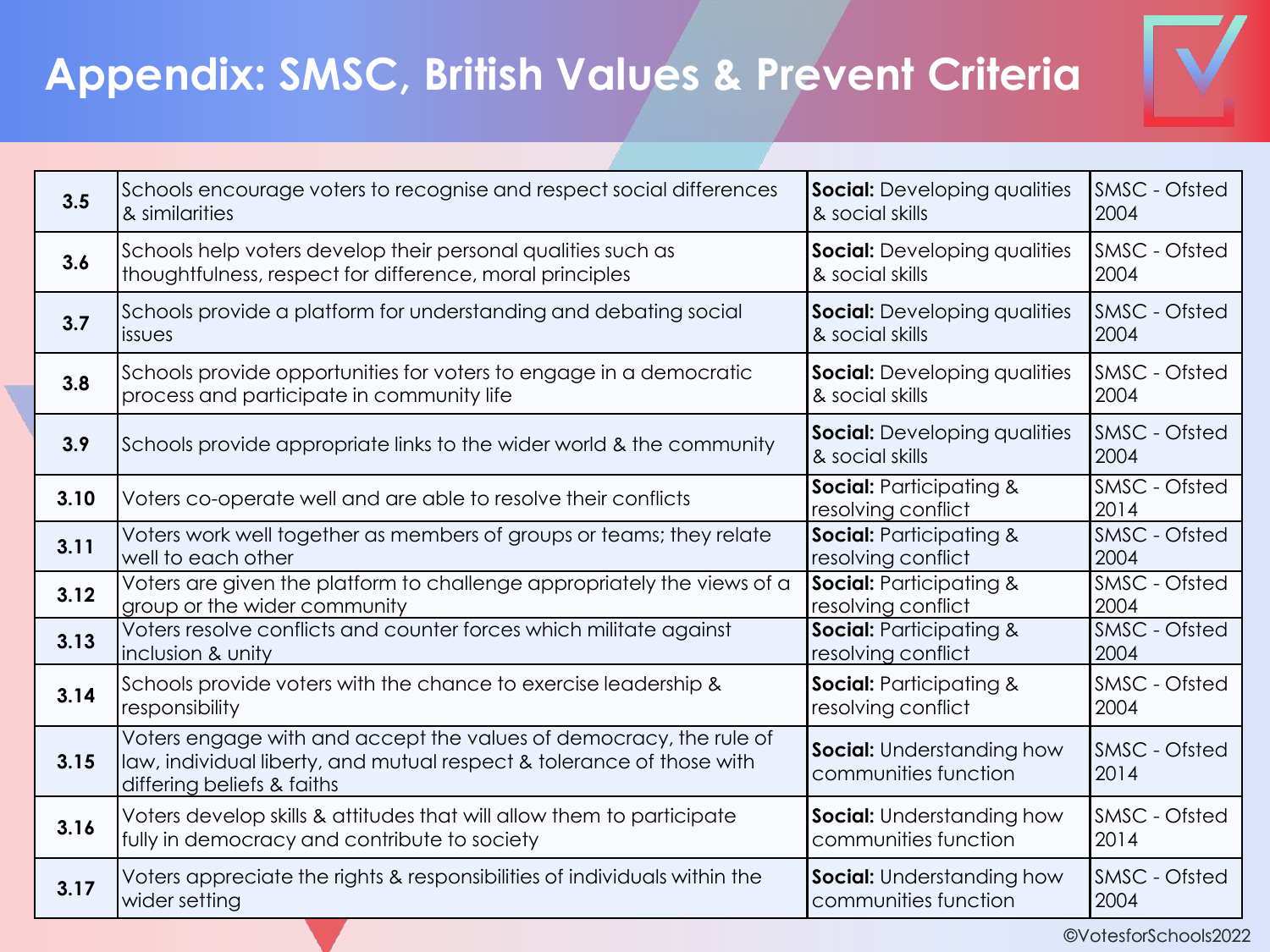# Appendix: SMSC, British Values & Prevent Criteria

| | | | |
|---|---|---|---|
| 3.5 | Schools encourage voters to recognise and respect social differences & similarities | **Social:** Developing qualities & social skills | SMSC - Ofsted 2004 |
| 3.6 | Schools help voters develop their personal qualities such as thoughtfulness, respect for difference, moral principles | **Social:** Developing qualities & social skills | SMSC - Ofsted 2004 |
| 3.7 | Schools provide a platform for understanding and debating social issues | **Social:** Developing qualities & social skills | SMSC - Ofsted 2004 |
| 3.8 | Schools provide opportunities for voters to engage in a democratic process and participate in community life | **Social:** Developing qualities & social skills | SMSC - Ofsted 2004 |
| 3.9 | Schools provide appropriate links to the wider world & the community | **Social:** Developing qualities & social skills | SMSC - Ofsted 2004 |
| 3.10 | Voters co-operate well and are able to resolve their conflicts | **Social:** Participating & resolving conflict | SMSC - Ofsted 2014 |
| 3.11 | Voters work well together as members of groups or teams; they relate well to each other | **Social:** Participating & resolving conflict | SMSC - Ofsted 2004 |
| 3.12 | Voters are given the platform to challenge appropriately the views of a group or the wider community | **Social:** Participating & resolving conflict | SMSC - Ofsted 2004 |
| 3.13 | Voters resolve conflicts and counter forces which militate against inclusion & unity | **Social:** Participating & resolving conflict | SMSC - Ofsted 2004 |
| 3.14 | Schools provide voters with the chance to exercise leadership & responsibility | **Social:** Participating & resolving conflict | SMSC - Ofsted 2004 |
| 3.15 | Voters engage with and accept the values of democracy, the rule of law, individual liberty, and mutual respect & tolerance of those with differing beliefs & faiths | **Social:** Understanding how communities function | SMSC - Ofsted 2014 |
| 3.16 | Voters develop skills & attitudes that will allow them to participate fully in democracy and contribute to society | **Social:** Understanding how communities function | SMSC - Ofsted 2014 |
| 3.17 | Voters appreciate the rights & responsibilities of individuals within the wider setting | **Social:** Understanding how communities function | SMSC - Ofsted 2004 |

©VotesforSchools2022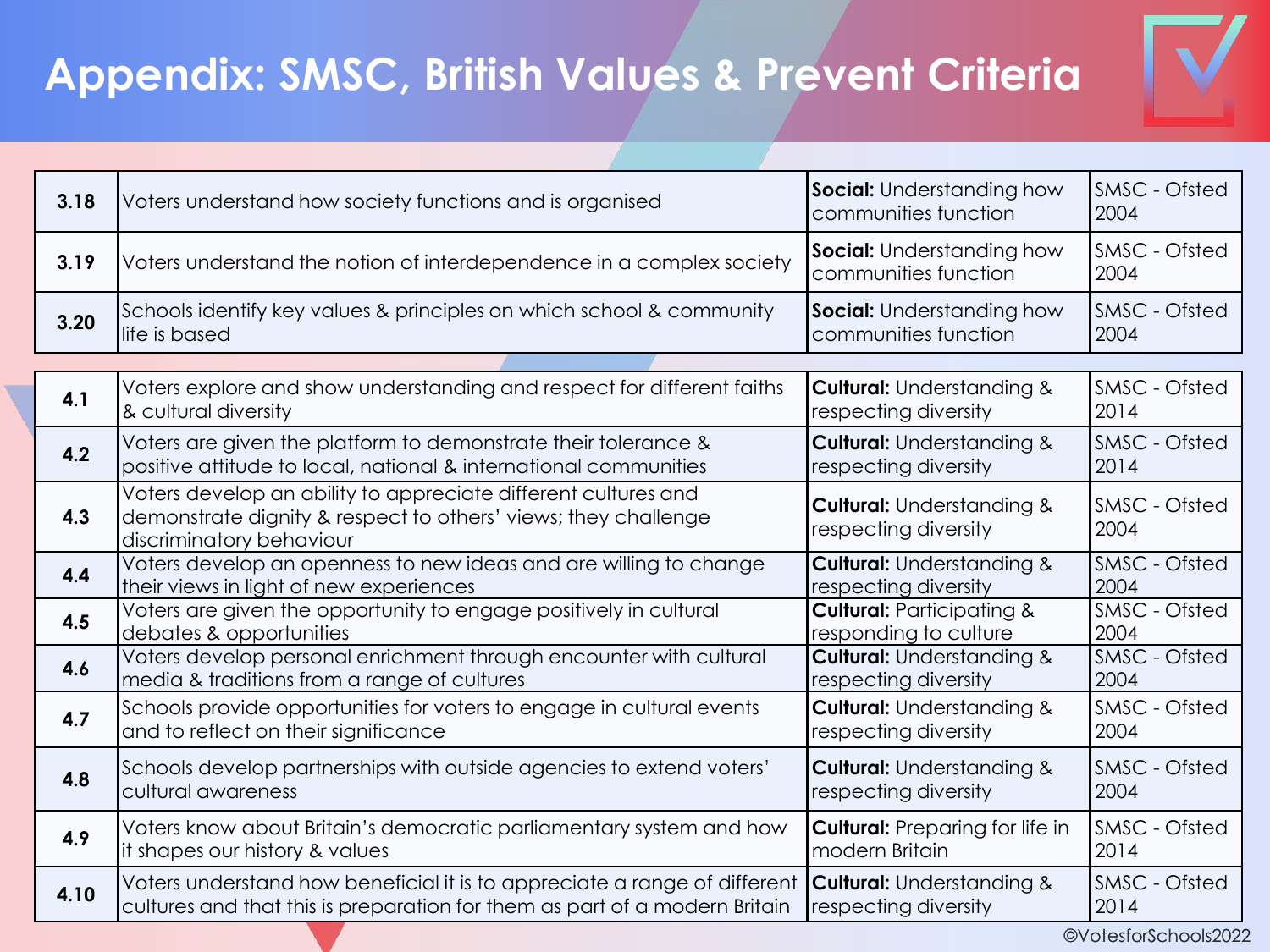# Appendix: SMSC, British Values & Prevent Criteria

| | | | |
|---|---|---|---|
| 3.18 | Voters understand how society functions and is organised | **Social:** Understanding how communities function | SMSC - Ofsted 2004 |
| 3.19 | Voters understand the notion of interdependence in a complex society | **Social:** Understanding how communities function | SMSC - Ofsted 2004 |
| 3.20 | Schools identify key values & principles on which school & community life is based | **Social:** Understanding how communities function | SMSC - Ofsted 2004 |

| | | | |
|---|---|---|---|
| 4.1 | Voters explore and show understanding and respect for different faiths & cultural diversity | **Cultural:** Understanding & respecting diversity | SMSC - Ofsted 2014 |
| 4.2 | Voters are given the platform to demonstrate their tolerance & positive attitude to local, national & international communities | **Cultural:** Understanding & respecting diversity | SMSC - Ofsted 2014 |
| 4.3 | Voters develop an ability to appreciate different cultures and demonstrate dignity & respect to others' views; they challenge discriminatory behaviour | **Cultural:** Understanding & respecting diversity | SMSC - Ofsted 2004 |
| 4.4 | Voters develop an openness to new ideas and are willing to change their views in light of new experiences | **Cultural:** Understanding & respecting diversity | SMSC - Ofsted 2004 |
| 4.5 | Voters are given the opportunity to engage positively in cultural debates & opportunities | **Cultural:** Participating & responding to culture | SMSC - Ofsted 2004 |
| 4.6 | Voters develop personal enrichment through encounter with cultural media & traditions from a range of cultures | **Cultural:** Understanding & respecting diversity | SMSC - Ofsted 2004 |
| 4.7 | Schools provide opportunities for voters to engage in cultural events and to reflect on their significance | **Cultural:** Understanding & respecting diversity | SMSC - Ofsted 2004 |
| 4.8 | Schools develop partnerships with outside agencies to extend voters' cultural awareness | **Cultural:** Understanding & respecting diversity | SMSC - Ofsted 2004 |
| 4.9 | Voters know about Britain's democratic parliamentary system and how it shapes our history & values | **Cultural:** Preparing for life in modern Britain | SMSC - Ofsted 2014 |
| 4.10 | Voters understand how beneficial it is to appreciate a range of different cultures and that this is preparation for them as part of a modern Britain | **Cultural:** Understanding & respecting diversity | SMSC - Ofsted 2014 |

©VotesforSchools2022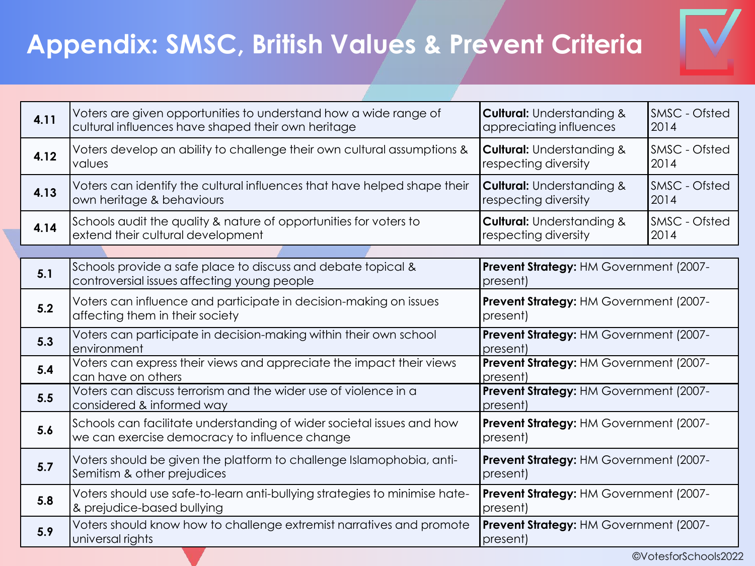# Appendix: SMSC, British Values & Prevent Criteria

| | | | |
|---|---|---|---|
| **4.11** | Voters are given opportunities to understand how a wide range of cultural influences have shaped their own heritage | **Cultural:** Understanding & appreciating influences | SMSC - Ofsted 2014 |
| **4.12** | Voters develop an ability to challenge their own cultural assumptions & values | **Cultural:** Understanding & respecting diversity | SMSC - Ofsted 2014 |
| **4.13** | Voters can identify the cultural influences that have helped shape their own heritage & behaviours | **Cultural:** Understanding & respecting diversity | SMSC - Ofsted 2014 |
| **4.14** | Schools audit the quality & nature of opportunities for voters to extend their cultural development | **Cultural:** Understanding & respecting diversity | SMSC - Ofsted 2014 |

| | | |
|---|---|---|
| **5.1** | Schools provide a safe place to discuss and debate topical & controversial issues affecting young people | **Prevent Strategy:** HM Government (2007-present) |
| **5.2** | Voters can influence and participate in decision-making on issues affecting them in their society | **Prevent Strategy:** HM Government (2007-present) |
| **5.3** | Voters can participate in decision-making within their own school environment | **Prevent Strategy:** HM Government (2007-present) |
| **5.4** | Voters can express their views and appreciate the impact their views can have on others | **Prevent Strategy:** HM Government (2007-present) |
| **5.5** | Voters can discuss terrorism and the wider use of violence in a considered & informed way | **Prevent Strategy:** HM Government (2007-present) |
| **5.6** | Schools can facilitate understanding of wider societal issues and how we can exercise democracy to influence change | **Prevent Strategy:** HM Government (2007-present) |
| **5.7** | Voters should be given the platform to challenge Islamophobia, anti-Semitism & other prejudices | **Prevent Strategy:** HM Government (2007-present) |
| **5.8** | Voters should use safe-to-learn anti-bullying strategies to minimise hate- & prejudice-based bullying | **Prevent Strategy:** HM Government (2007-present) |
| **5.9** | Voters should know how to challenge extremist narratives and promote universal rights | **Prevent Strategy:** HM Government (2007-present) |

©VotesforSchools2022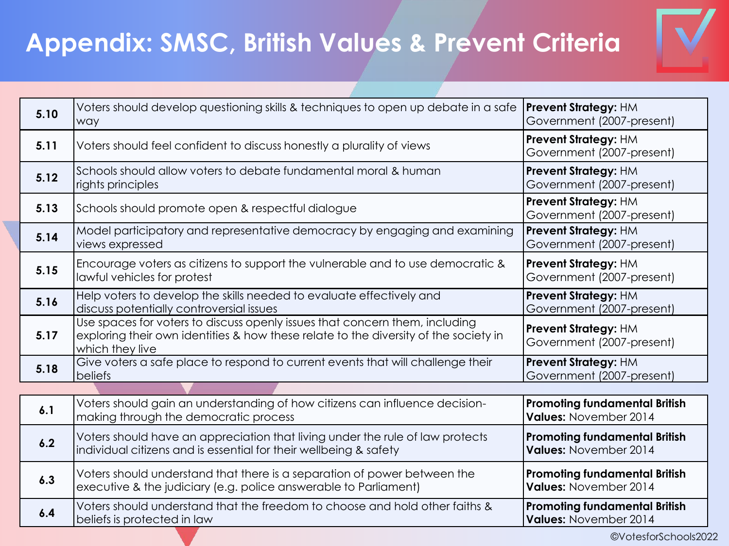# Appendix: SMSC, British Values & Prevent Criteria

| | | |
|---|---|---|
| 5.10 | Voters should develop questioning skills & techniques to open up debate in a safe way | **Prevent Strategy:** HM Government (2007-present) |
| 5.11 | Voters should feel confident to discuss honestly a plurality of views | **Prevent Strategy:** HM Government (2007-present) |
| 5.12 | Schools should allow voters to debate fundamental moral & human rights principles | **Prevent Strategy:** HM Government (2007-present) |
| 5.13 | Schools should promote open & respectful dialogue | **Prevent Strategy:** HM Government (2007-present) |
| 5.14 | Model participatory and representative democracy by engaging and examining views expressed | **Prevent Strategy:** HM Government (2007-present) |
| 5.15 | Encourage voters as citizens to support the vulnerable and to use democratic & lawful vehicles for protest | **Prevent Strategy:** HM Government (2007-present) |
| 5.16 | Help voters to develop the skills needed to evaluate effectively and discuss potentially controversial issues | **Prevent Strategy:** HM Government (2007-present) |
| 5.17 | Use spaces for voters to discuss openly issues that concern them, including exploring their own identities & how these relate to the diversity of the society in which they live | **Prevent Strategy:** HM Government (2007-present) |
| 5.18 | Give voters a safe place to respond to current events that will challenge their beliefs | **Prevent Strategy:** HM Government (2007-present) |

| | | |
|---|---|---|
| 6.1 | Voters should gain an understanding of how citizens can influence decision-making through the democratic process | **Promoting fundamental British Values:** November 2014 |
| 6.2 | Voters should have an appreciation that living under the rule of law protects individual citizens and is essential for their wellbeing & safety | **Promoting fundamental British Values:** November 2014 |
| 6.3 | Voters should understand that there is a separation of power between the executive & the judiciary (e.g. police answerable to Parliament) | **Promoting fundamental British Values:** November 2014 |
| 6.4 | Voters should understand that the freedom to choose and hold other faiths & beliefs is protected in law | **Promoting fundamental British Values:** November 2014 |

©VotesforSchools2022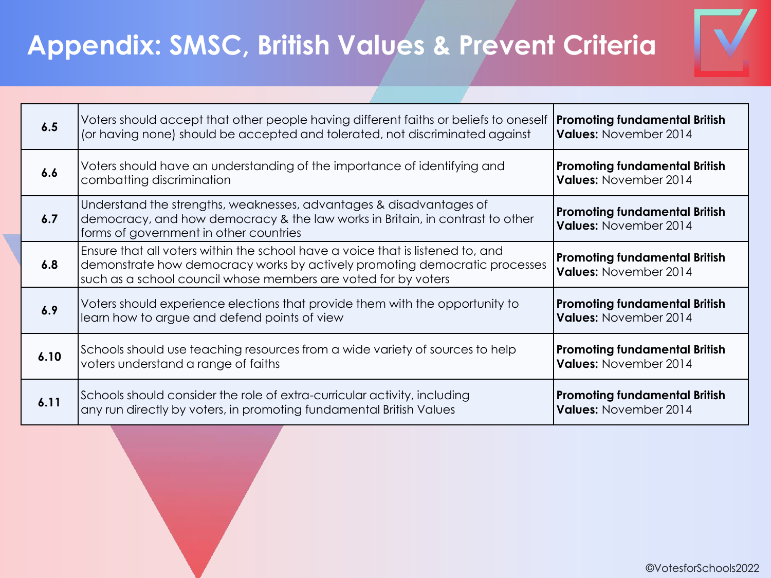# Appendix: SMSC, British Values & Prevent Criteria

| | | |
|---|---|---|
| **6.5** | Voters should accept that other people having different faiths or beliefs to oneself (or having none) should be accepted and tolerated, not discriminated against | **Promoting fundamental British Values:** November 2014 |
| **6.6** | Voters should have an understanding of the importance of identifying and combatting discrimination | **Promoting fundamental British Values:** November 2014 |
| **6.7** | Understand the strengths, weaknesses, advantages & disadvantages of democracy, and how democracy & the law works in Britain, in contrast to other forms of government in other countries | **Promoting fundamental British Values:** November 2014 |
| **6.8** | Ensure that all voters within the school have a voice that is listened to, and demonstrate how democracy works by actively promoting democratic processes such as a school council whose members are voted for by voters | **Promoting fundamental British Values:** November 2014 |
| **6.9** | Voters should experience elections that provide them with the opportunity to learn how to argue and defend points of view | **Promoting fundamental British Values:** November 2014 |
| **6.10** | Schools should use teaching resources from a wide variety of sources to help voters understand a range of faiths | **Promoting fundamental British Values:** November 2014 |
| **6.11** | Schools should consider the role of extra-curricular activity, including any run directly by voters, in promoting fundamental British Values | **Promoting fundamental British Values:** November 2014 |

©VotesforSchools2022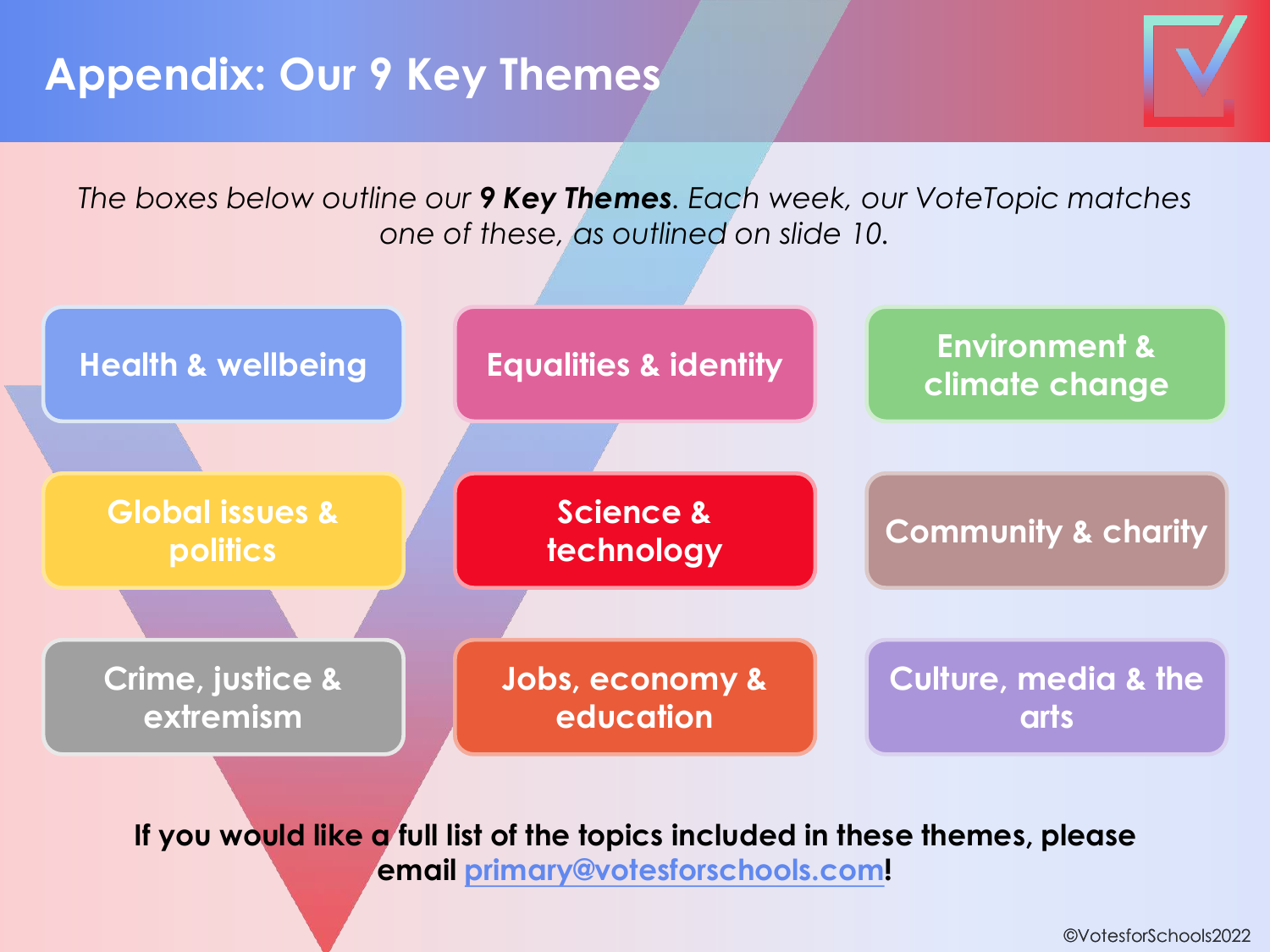# Appendix: Our 9 Key Themes

*The boxes below outline our* ***9 Key Themes****. Each week, our VoteTopic matches one of these, as outlined on slide 10.*

- Health & wellbeing
- Equalities & identity
- Environment & climate change
- Global issues & politics
- Science & technology
- Community & charity
- Crime, justice & extremism
- Jobs, economy & education
- Culture, media & the arts

**If you would like a full list of the topics included in these themes, please email primary@votesforschools.com!**

©VotesforSchools2022